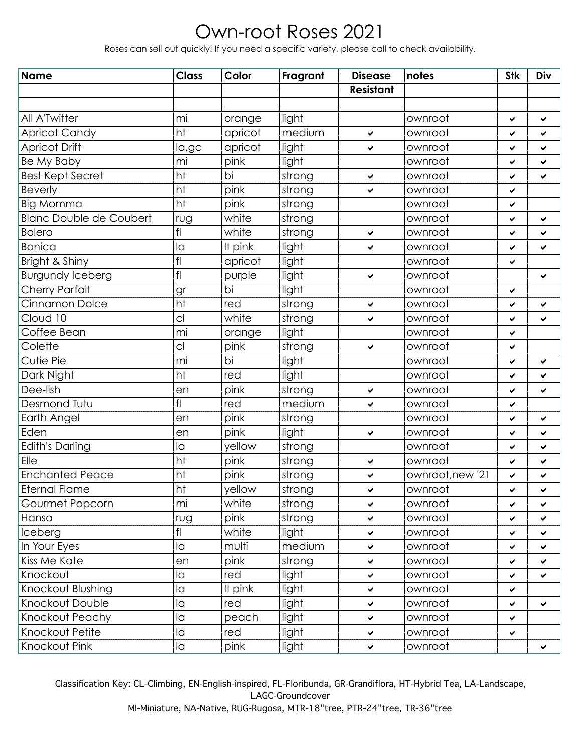# Own-root Roses 2021

Roses can sell out quickly! If you need a specific variety, please call to check availability.

| Name | Class | Color | Fragrant | Disease Resistant | notes | Stk | Div |
|---|---|---|---|---|---|---|---|
| | | | | | | | |
| All A'Twitter | mi | orange | light | | ownroot | ✔ | ✔ |
| Apricot Candy | ht | apricot | medium | ✔ | ownroot | ✔ | ✔ |
| Apricot Drift | la,gc | apricot | light | ✔ | ownroot | ✔ | ✔ |
| Be My Baby | mi | pink | light | | ownroot | ✔ | ✔ |
| Best Kept Secret | ht | bi | strong | ✔ | ownroot | ✔ | ✔ |
| Beverly | ht | pink | strong | ✔ | ownroot | ✔ | |
| Big Momma | ht | pink | strong | | ownroot | ✔ | |
| Blanc Double de Coubert | rug | white | strong | | ownroot | ✔ | ✔ |
| Bolero | fl | white | strong | ✔ | ownroot | ✔ | ✔ |
| Bonica | la | lt pink | light | ✔ | ownroot | ✔ | ✔ |
| Bright & Shiny | fl | apricot | light | | ownroot | ✔ | |
| Burgundy Iceberg | fl | purple | light | ✔ | ownroot | | ✔ |
| Cherry Parfait | gr | bi | light | | ownroot | ✔ | |
| Cinnamon Dolce | ht | red | strong | ✔ | ownroot | ✔ | ✔ |
| Cloud 10 | cl | white | strong | ✔ | ownroot | ✔ | ✔ |
| Coffee Bean | mi | orange | light | | ownroot | ✔ | |
| Colette | cl | pink | strong | ✔ | ownroot | ✔ | |
| Cutie Pie | mi | bi | light | | ownroot | ✔ | ✔ |
| Dark Night | ht | red | light | | ownroot | ✔ | ✔ |
| Dee-lish | en | pink | strong | ✔ | ownroot | ✔ | ✔ |
| Desmond Tutu | fl | red | medium | ✔ | ownroot | ✔ | |
| Earth Angel | en | pink | strong | | ownroot | ✔ | ✔ |
| Eden | en | pink | light | ✔ | ownroot | ✔ | ✔ |
| Edith's Darling | la | yellow | strong | | ownroot | ✔ | ✔ |
| Elle | ht | pink | strong | ✔ | ownroot | ✔ | ✔ |
| Enchanted Peace | ht | pink | strong | ✔ | ownroot,new '21 | ✔ | ✔ |
| Eternal Flame | ht | yellow | strong | ✔ | ownroot | ✔ | ✔ |
| Gourmet Popcorn | mi | white | strong | ✔ | ownroot | ✔ | ✔ |
| Hansa | rug | pink | strong | ✔ | ownroot | ✔ | ✔ |
| Iceberg | fl | white | light | ✔ | ownroot | ✔ | ✔ |
| In Your Eyes | la | multi | medium | ✔ | ownroot | ✔ | ✔ |
| Kiss Me Kate | en | pink | strong | ✔ | ownroot | ✔ | ✔ |
| Knockout | la | red | light | ✔ | ownroot | ✔ | ✔ |
| Knockout Blushing | la | lt pink | light | ✔ | ownroot | ✔ | |
| Knockout Double | la | red | light | ✔ | ownroot | ✔ | ✔ |
| Knockout Peachy | la | peach | light | ✔ | ownroot | ✔ | |
| Knockout Petite | la | red | light | ✔ | ownroot | ✔ | |
| Knockout Pink | la | pink | light | ✔ | ownroot | | ✔ |

Classification Key: CL-Climbing, EN-English-inspired, FL-Floribunda, GR-Grandiflora, HT-Hybrid Tea, LA-Landscape, LAGC-Groundcover
MI-Miniature, NA-Native, RUG-Rugosa, MTR-18"tree, PTR-24"tree, TR-36"tree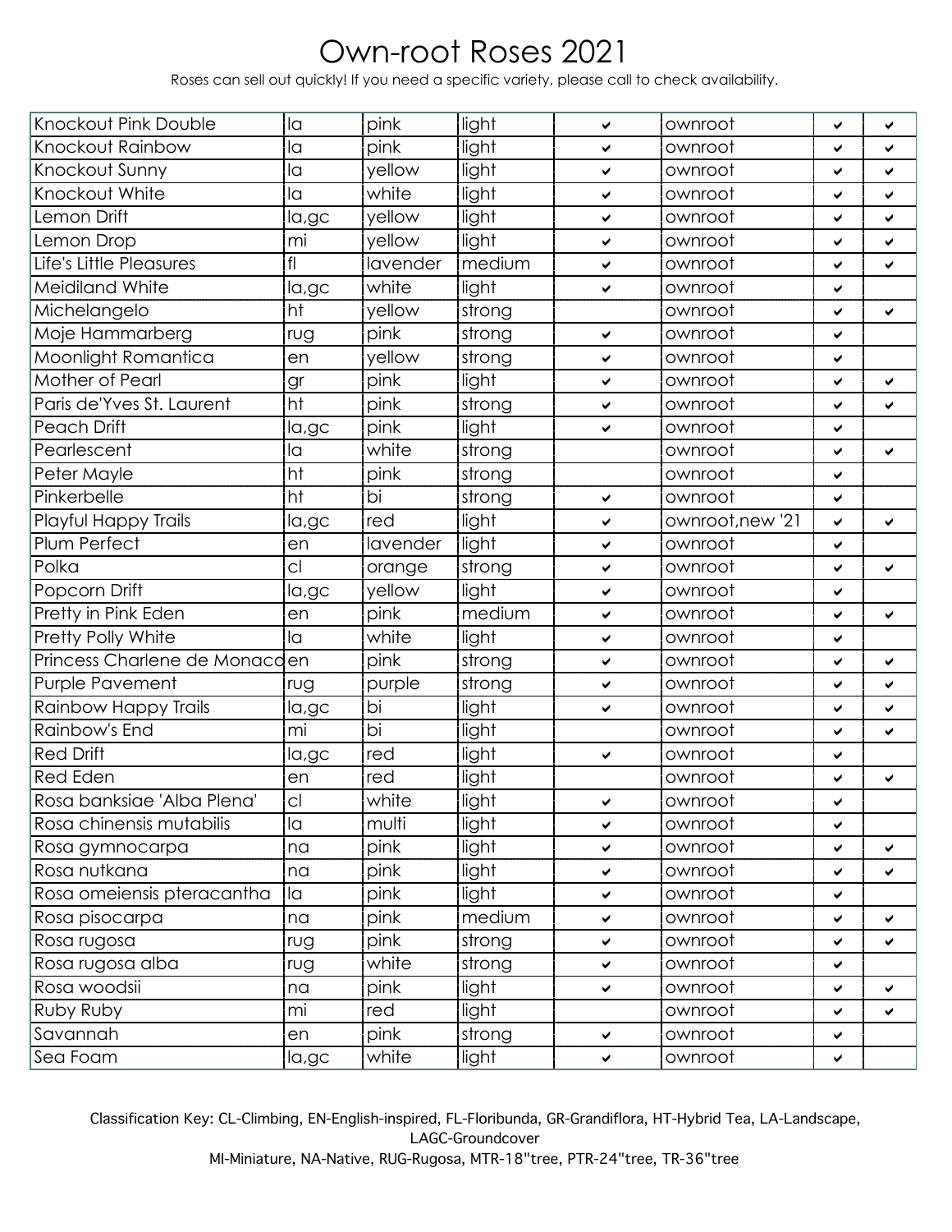# Own-root Roses 2021

Roses can sell out quickly! If you need a specific variety, please call to check availability.

| | | | | | | | |
|---|---|---|---|---|---|---|---|
| Knockout Pink Double | la | pink | light | ✔ | ownroot | ✔ | ✔ |
| Knockout Rainbow | la | pink | light | ✔ | ownroot | ✔ | ✔ |
| Knockout Sunny | la | yellow | light | ✔ | ownroot | ✔ | ✔ |
| Knockout White | la | white | light | ✔ | ownroot | ✔ | ✔ |
| Lemon Drift | la,gc | yellow | light | ✔ | ownroot | ✔ | ✔ |
| Lemon Drop | mi | yellow | light | ✔ | ownroot | ✔ | ✔ |
| Life's Little Pleasures | fl | lavender | medium | ✔ | ownroot | ✔ | ✔ |
| Meidiland White | la,gc | white | light | ✔ | ownroot | ✔ | |
| Michelangelo | ht | yellow | strong | | ownroot | ✔ | ✔ |
| Moje Hammarberg | rug | pink | strong | ✔ | ownroot | ✔ | |
| Moonlight Romantica | en | yellow | strong | ✔ | ownroot | ✔ | |
| Mother of Pearl | gr | pink | light | ✔ | ownroot | ✔ | ✔ |
| Paris de'Yves St. Laurent | ht | pink | strong | ✔ | ownroot | ✔ | ✔ |
| Peach Drift | la,gc | pink | light | ✔ | ownroot | ✔ | |
| Pearlescent | la | white | strong | | ownroot | ✔ | ✔ |
| Peter Mayle | ht | pink | strong | | ownroot | ✔ | |
| Pinkerbelle | ht | bi | strong | ✔ | ownroot | ✔ | |
| Playful Happy Trails | la,gc | red | light | ✔ | ownroot,new '21 | ✔ | ✔ |
| Plum Perfect | en | lavender | light | ✔ | ownroot | ✔ | |
| Polka | cl | orange | strong | ✔ | ownroot | ✔ | ✔ |
| Popcorn Drift | la,gc | yellow | light | ✔ | ownroot | ✔ | |
| Pretty in Pink Eden | en | pink | medium | ✔ | ownroot | ✔ | ✔ |
| Pretty Polly White | la | white | light | ✔ | ownroot | ✔ | |
| Princess Charlene de Monaco | en | pink | strong | ✔ | ownroot | ✔ | ✔ |
| Purple Pavement | rug | purple | strong | ✔ | ownroot | ✔ | ✔ |
| Rainbow Happy Trails | la,gc | bi | light | ✔ | ownroot | ✔ | ✔ |
| Rainbow's End | mi | bi | light | | ownroot | ✔ | ✔ |
| Red Drift | la,gc | red | light | ✔ | ownroot | ✔ | |
| Red Eden | en | red | light | | ownroot | ✔ | ✔ |
| Rosa banksiae 'Alba Plena' | cl | white | light | ✔ | ownroot | ✔ | |
| Rosa chinensis mutabilis | la | multi | light | ✔ | ownroot | ✔ | |
| Rosa gymnocarpa | na | pink | light | ✔ | ownroot | ✔ | ✔ |
| Rosa nutkana | na | pink | light | ✔ | ownroot | ✔ | ✔ |
| Rosa omeiensis pteracantha | la | pink | light | ✔ | ownroot | ✔ | |
| Rosa pisocarpa | na | pink | medium | ✔ | ownroot | ✔ | ✔ |
| Rosa rugosa | rug | pink | strong | ✔ | ownroot | ✔ | ✔ |
| Rosa rugosa alba | rug | white | strong | ✔ | ownroot | ✔ | |
| Rosa woodsii | na | pink | light | ✔ | ownroot | ✔ | ✔ |
| Ruby Ruby | mi | red | light | | ownroot | ✔ | ✔ |
| Savannah | en | pink | strong | ✔ | ownroot | ✔ | |
| Sea Foam | la,gc | white | light | ✔ | ownroot | ✔ | |

Classification Key: CL-Climbing, EN-English-inspired, FL-Floribunda, GR-Grandiflora, HT-Hybrid Tea, LA-Landscape, LAGC-Groundcover
MI-Miniature, NA-Native, RUG-Rugosa, MTR-18"tree, PTR-24"tree, TR-36"tree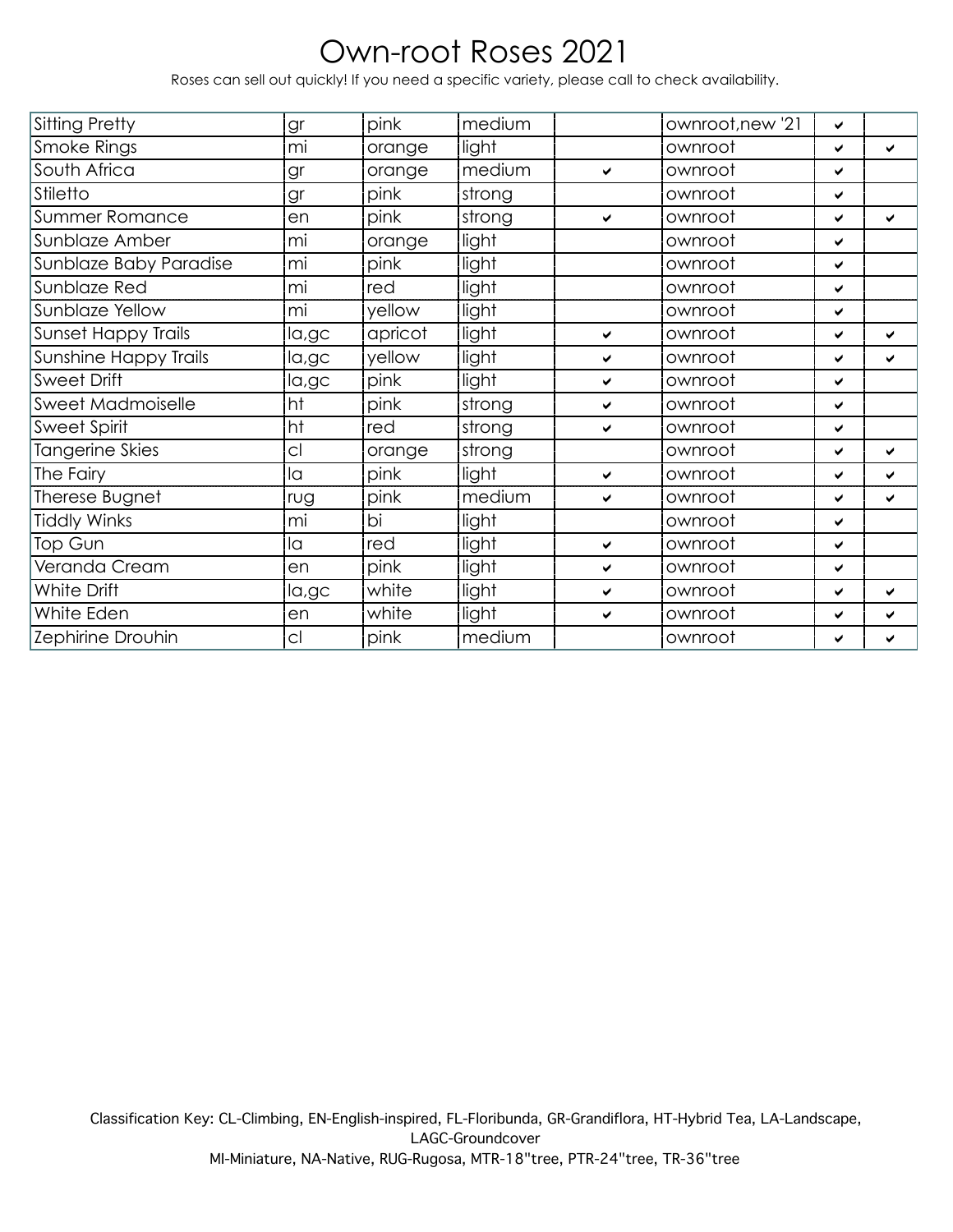# Own-root Roses 2021

Roses can sell out quickly! If you need a specific variety, please call to check availability.

| | | | | | | | |
|---|---|---|---|---|---|---|---|
| Sitting Pretty | gr | pink | medium | | ownroot,new '21 | ✔ | |
| Smoke Rings | mi | orange | light | | ownroot | ✔ | ✔ |
| South Africa | gr | orange | medium | ✔ | ownroot | ✔ | |
| Stiletto | gr | pink | strong | | ownroot | ✔ | |
| Summer Romance | en | pink | strong | ✔ | ownroot | ✔ | ✔ |
| Sunblaze Amber | mi | orange | light | | ownroot | ✔ | |
| Sunblaze Baby Paradise | mi | pink | light | | ownroot | ✔ | |
| Sunblaze Red | mi | red | light | | ownroot | ✔ | |
| Sunblaze Yellow | mi | yellow | light | | ownroot | ✔ | |
| Sunset Happy Trails | la,gc | apricot | light | ✔ | ownroot | ✔ | ✔ |
| Sunshine Happy Trails | la,gc | yellow | light | ✔ | ownroot | ✔ | ✔ |
| Sweet Drift | la,gc | pink | light | ✔ | ownroot | ✔ | |
| Sweet Madmoiselle | ht | pink | strong | ✔ | ownroot | ✔ | |
| Sweet Spirit | ht | red | strong | ✔ | ownroot | ✔ | |
| Tangerine Skies | cl | orange | strong | | ownroot | ✔ | ✔ |
| The Fairy | la | pink | light | ✔ | ownroot | ✔ | ✔ |
| Therese Bugnet | rug | pink | medium | ✔ | ownroot | ✔ | ✔ |
| Tiddly Winks | mi | bi | light | | ownroot | ✔ | |
| Top Gun | la | red | light | ✔ | ownroot | ✔ | |
| Veranda Cream | en | pink | light | ✔ | ownroot | ✔ | |
| White Drift | la,gc | white | light | ✔ | ownroot | ✔ | ✔ |
| White Eden | en | white | light | ✔ | ownroot | ✔ | ✔ |
| Zephirine Drouhin | cl | pink | medium | | ownroot | ✔ | ✔ |

Classification Key: CL-Climbing, EN-English-inspired, FL-Floribunda, GR-Grandiflora, HT-Hybrid Tea, LA-Landscape, LAGC-Groundcover
MI-Miniature, NA-Native, RUG-Rugosa, MTR-18"tree, PTR-24"tree, TR-36"tree